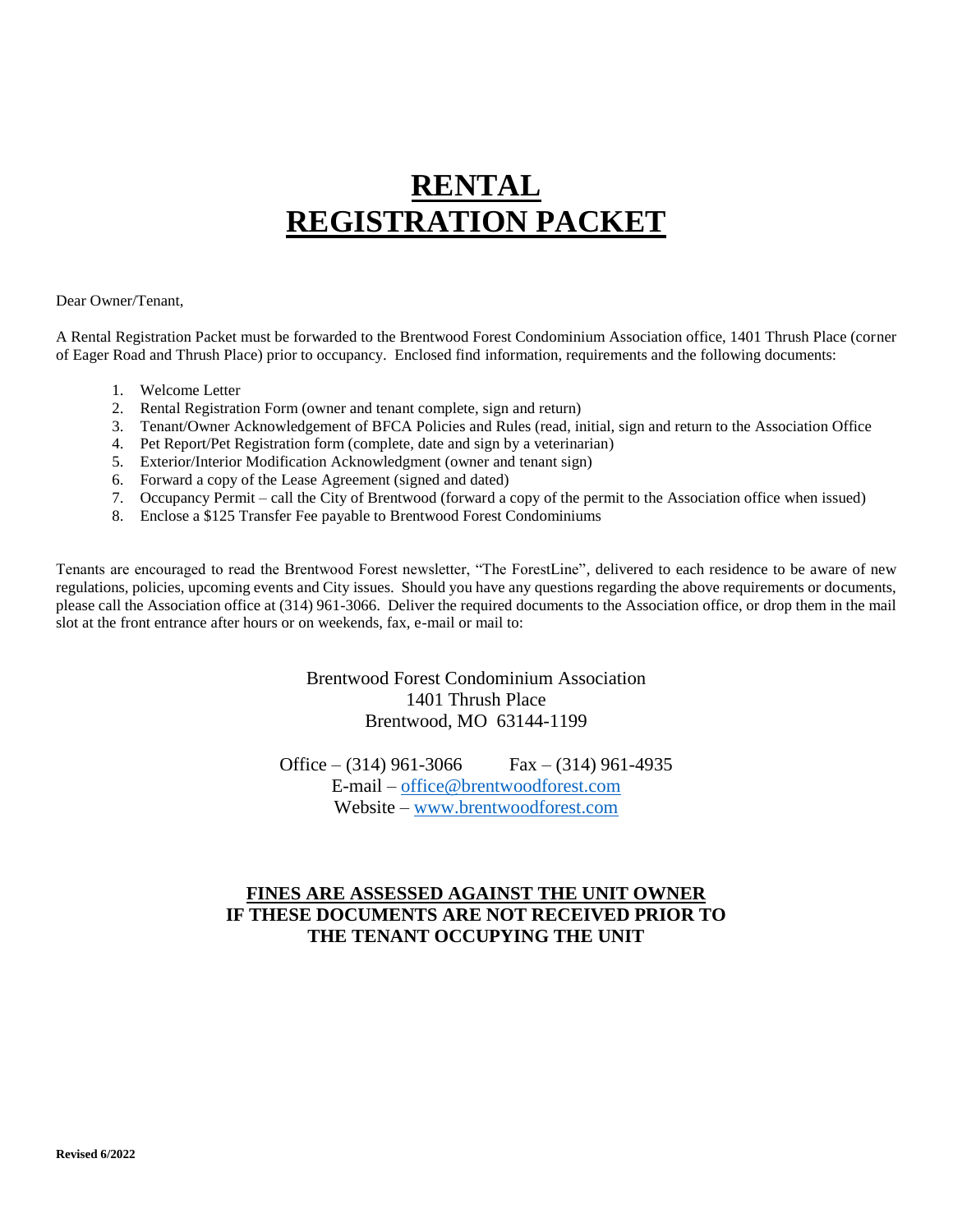# RENTAL REGISTRATION PACKET

Dear Owner/Tenant,

A Rental Registration Packet must be forwarded to the Brentwood Forest Condominium Association office, 1401 Thrush Place (corner of Eager Road and Thrush Place) prior to occupancy. Enclosed find information, requirements and the following documents:

1. Welcome Letter
2. Rental Registration Form (owner and tenant complete, sign and return)
3. Tenant/Owner Acknowledgement of BFCA Policies and Rules (read, initial, sign and return to the Association Office
4. Pet Report/Pet Registration form (complete, date and sign by a veterinarian)
5. Exterior/Interior Modification Acknowledgment (owner and tenant sign)
6. Forward a copy of the Lease Agreement (signed and dated)
7. Occupancy Permit – call the City of Brentwood (forward a copy of the permit to the Association office when issued)
8. Enclose a $125 Transfer Fee payable to Brentwood Forest Condominiums

Tenants are encouraged to read the Brentwood Forest newsletter, "The ForestLine", delivered to each residence to be aware of new regulations, policies, upcoming events and City issues. Should you have any questions regarding the above requirements or documents, please call the Association office at (314) 961-3066. Deliver the required documents to the Association office, or drop them in the mail slot at the front entrance after hours or on weekends, fax, e-mail or mail to:

Brentwood Forest Condominium Association
1401 Thrush Place
Brentwood, MO 63144-1199

Office – (314) 961-3066 Fax – (314) 961-4935
E-mail – office@brentwoodforest.com
Website – www.brentwoodforest.com

**FINES ARE ASSESSED AGAINST THE UNIT OWNER IF THESE DOCUMENTS ARE NOT RECEIVED PRIOR TO THE TENANT OCCUPYING THE UNIT**

**Revised 6/2022**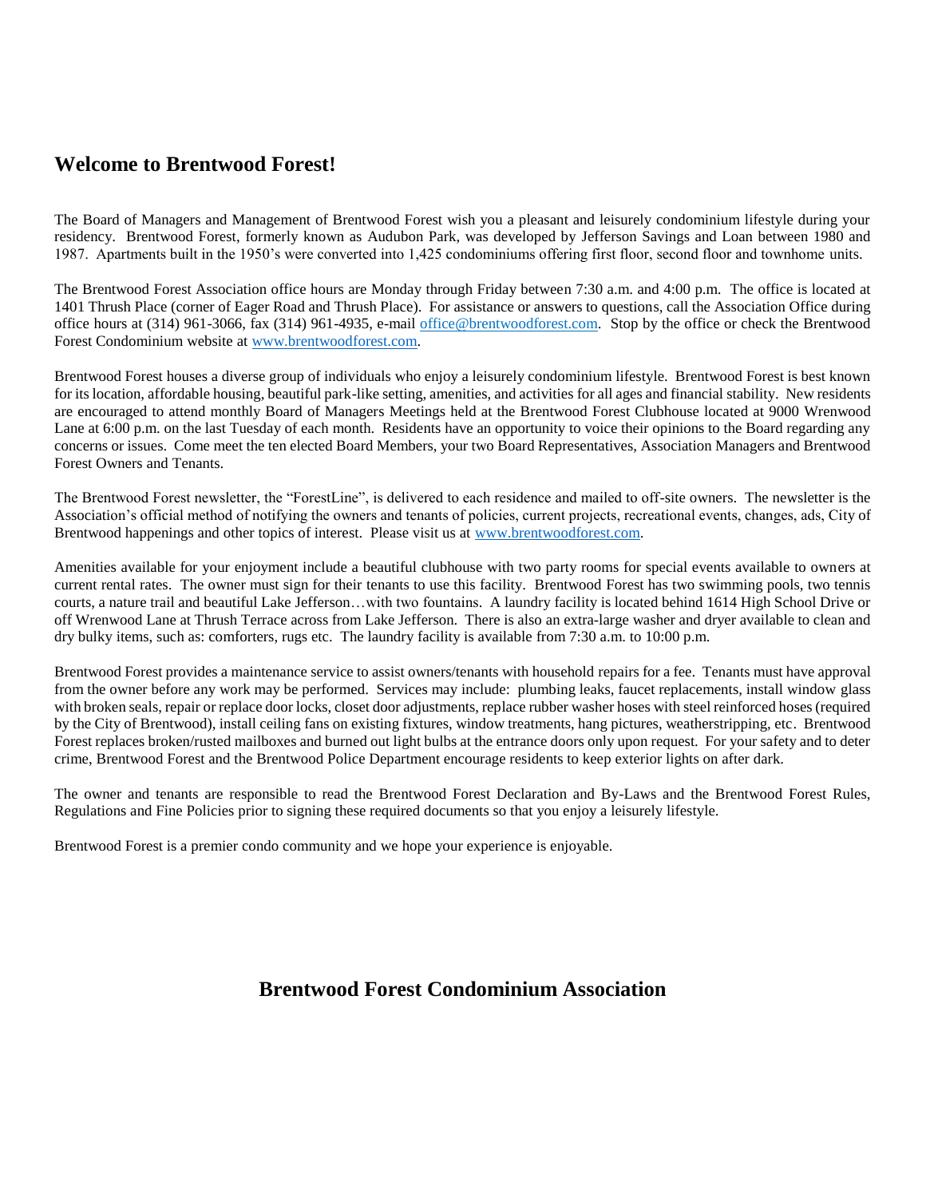## Welcome to Brentwood Forest!

The Board of Managers and Management of Brentwood Forest wish you a pleasant and leisurely condominium lifestyle during your residency. Brentwood Forest, formerly known as Audubon Park, was developed by Jefferson Savings and Loan between 1980 and 1987. Apartments built in the 1950's were converted into 1,425 condominiums offering first floor, second floor and townhome units.

The Brentwood Forest Association office hours are Monday through Friday between 7:30 a.m. and 4:00 p.m. The office is located at 1401 Thrush Place (corner of Eager Road and Thrush Place). For assistance or answers to questions, call the Association Office during office hours at (314) 961-3066, fax (314) 961-4935, e-mail office@brentwoodforest.com. Stop by the office or check the Brentwood Forest Condominium website at www.brentwoodforest.com.

Brentwood Forest houses a diverse group of individuals who enjoy a leisurely condominium lifestyle. Brentwood Forest is best known for its location, affordable housing, beautiful park-like setting, amenities, and activities for all ages and financial stability. New residents are encouraged to attend monthly Board of Managers Meetings held at the Brentwood Forest Clubhouse located at 9000 Wrenwood Lane at 6:00 p.m. on the last Tuesday of each month. Residents have an opportunity to voice their opinions to the Board regarding any concerns or issues. Come meet the ten elected Board Members, your two Board Representatives, Association Managers and Brentwood Forest Owners and Tenants.

The Brentwood Forest newsletter, the "ForestLine", is delivered to each residence and mailed to off-site owners. The newsletter is the Association's official method of notifying the owners and tenants of policies, current projects, recreational events, changes, ads, City of Brentwood happenings and other topics of interest. Please visit us at www.brentwoodforest.com.

Amenities available for your enjoyment include a beautiful clubhouse with two party rooms for special events available to owners at current rental rates. The owner must sign for their tenants to use this facility. Brentwood Forest has two swimming pools, two tennis courts, a nature trail and beautiful Lake Jefferson…with two fountains. A laundry facility is located behind 1614 High School Drive or off Wrenwood Lane at Thrush Terrace across from Lake Jefferson. There is also an extra-large washer and dryer available to clean and dry bulky items, such as: comforters, rugs etc. The laundry facility is available from 7:30 a.m. to 10:00 p.m.

Brentwood Forest provides a maintenance service to assist owners/tenants with household repairs for a fee. Tenants must have approval from the owner before any work may be performed. Services may include: plumbing leaks, faucet replacements, install window glass with broken seals, repair or replace door locks, closet door adjustments, replace rubber washer hoses with steel reinforced hoses (required by the City of Brentwood), install ceiling fans on existing fixtures, window treatments, hang pictures, weatherstripping, etc. Brentwood Forest replaces broken/rusted mailboxes and burned out light bulbs at the entrance doors only upon request. For your safety and to deter crime, Brentwood Forest and the Brentwood Police Department encourage residents to keep exterior lights on after dark.

The owner and tenants are responsible to read the Brentwood Forest Declaration and By-Laws and the Brentwood Forest Rules, Regulations and Fine Policies prior to signing these required documents so that you enjoy a leisurely lifestyle.

Brentwood Forest is a premier condo community and we hope your experience is enjoyable.

**Brentwood Forest Condominium Association**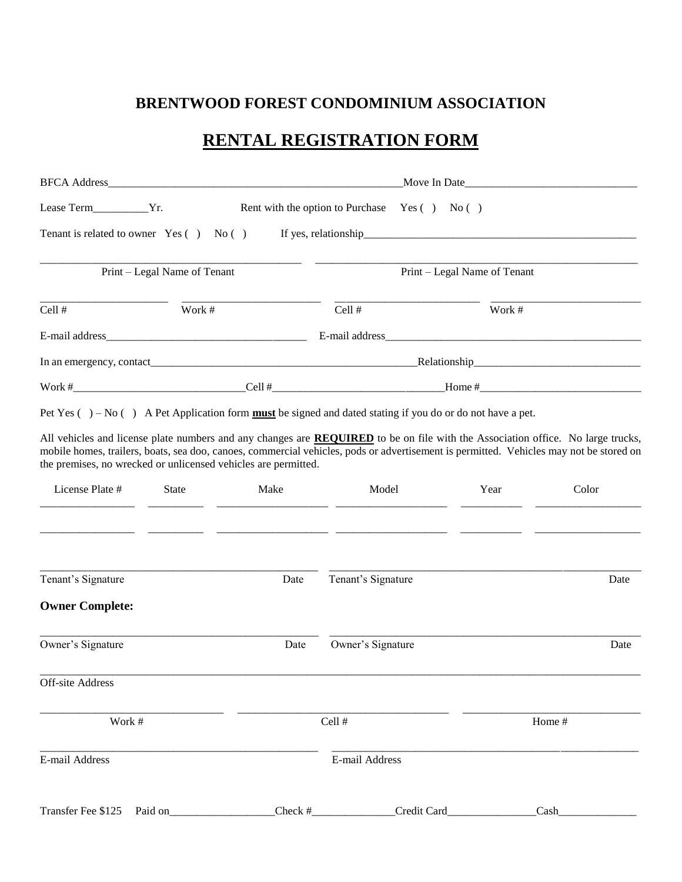## BRENTWOOD FOREST CONDOMINIUM ASSOCIATION

## RENTAL REGISTRATION FORM

BFCA Address_______________________________________________________Move In Date_______________________________

Lease Term__________Yr. Rent with the option to Purchase Yes ( ) No ( )

Tenant is related to owner Yes ( ) No ( ) If yes, relationship___________________________________________________

_______________________________________________ _________________________________________________________

Print – Legal Name of Tenant Print – Legal Name of Tenant

_______________________ _________________________ __________________________ ___________________________

Cell # Work # Cell # Work #

E-mail address____________________________________ E-mail address_________________________________________________

In an emergency, contact__________________________________________________Relationship______________________________

Work #________________________________Cell #_______________________________Home #______________________________

Pet Yes ( ) – No ( ) A Pet Application form **must** be signed and dated stating if you do or do not have a pet.

All vehicles and license plate numbers and any changes are **REQUIRED** to be on file with the Association office. No large trucks, mobile homes, trailers, boats, sea doo, canoes, commercial vehicles, pods or advertisement is permitted. Vehicles may not be stored on the premises, no wrecked or unlicensed vehicles are permitted.

| License Plate # | State | Make | Model | Year | Color |
|---|---|---|---|---|---|
| | | | | | |
| | | | | | |

_________________________________________________ _______________________________________________________

Tenant's Signature Date Tenant's Signature Date

**Owner Complete:**

_________________________________________________ _______________________________________________________

Owner's Signature Date Owner's Signature Date

___________________________________________________________________________________________________________

Off-site Address

________________________________ ____________________________________ ______________________________

Work # Cell # Home #

_________________________________________________ _______________________________________________________

E-mail Address E-mail Address

Transfer Fee $125 Paid on__________________Check #______________Credit Card_______________Cash_____________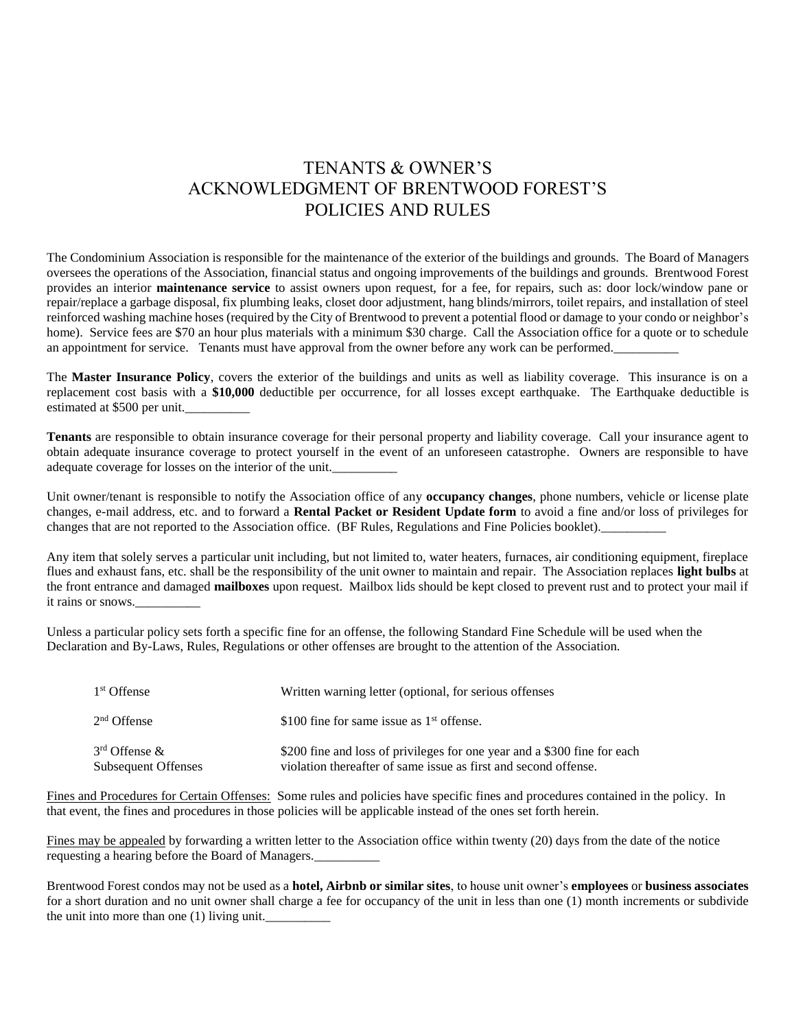# TENANTS & OWNER'S ACKNOWLEDGMENT OF BRENTWOOD FOREST'S POLICIES AND RULES

The Condominium Association is responsible for the maintenance of the exterior of the buildings and grounds. The Board of Managers oversees the operations of the Association, financial status and ongoing improvements of the buildings and grounds. Brentwood Forest provides an interior **maintenance service** to assist owners upon request, for a fee, for repairs, such as: door lock/window pane or repair/replace a garbage disposal, fix plumbing leaks, closet door adjustment, hang blinds/mirrors, toilet repairs, and installation of steel reinforced washing machine hoses (required by the City of Brentwood to prevent a potential flood or damage to your condo or neighbor's home). Service fees are $70 an hour plus materials with a minimum $30 charge. Call the Association office for a quote or to schedule an appointment for service. Tenants must have approval from the owner before any work can be performed.__________

The **Master Insurance Policy**, covers the exterior of the buildings and units as well as liability coverage. This insurance is on a replacement cost basis with a **$10,000** deductible per occurrence, for all losses except earthquake. The Earthquake deductible is estimated at $500 per unit.__________

**Tenants** are responsible to obtain insurance coverage for their personal property and liability coverage. Call your insurance agent to obtain adequate insurance coverage to protect yourself in the event of an unforeseen catastrophe. Owners are responsible to have adequate coverage for losses on the interior of the unit.__________

Unit owner/tenant is responsible to notify the Association office of any **occupancy changes**, phone numbers, vehicle or license plate changes, e-mail address, etc. and to forward a **Rental Packet or Resident Update form** to avoid a fine and/or loss of privileges for changes that are not reported to the Association office. (BF Rules, Regulations and Fine Policies booklet).__________

Any item that solely serves a particular unit including, but not limited to, water heaters, furnaces, air conditioning equipment, fireplace flues and exhaust fans, etc. shall be the responsibility of the unit owner to maintain and repair. The Association replaces **light bulbs** at the front entrance and damaged **mailboxes** upon request. Mailbox lids should be kept closed to prevent rust and to protect your mail if it rains or snows.__________

Unless a particular policy sets forth a specific fine for an offense, the following Standard Fine Schedule will be used when the Declaration and By-Laws, Rules, Regulations or other offenses are brought to the attention of the Association.

| | |
|---|---|
| 1st Offense | Written warning letter (optional, for serious offenses |
| 2nd Offense | $100 fine for same issue as 1st offense. |
| 3rd Offense & Subsequent Offenses | $200 fine and loss of privileges for one year and a $300 fine for each violation thereafter of same issue as first and second offense. |

Fines and Procedures for Certain Offenses: Some rules and policies have specific fines and procedures contained in the policy. In that event, the fines and procedures in those policies will be applicable instead of the ones set forth herein.

Fines may be appealed by forwarding a written letter to the Association office within twenty (20) days from the date of the notice requesting a hearing before the Board of Managers.__________

Brentwood Forest condos may not be used as a **hotel, Airbnb or similar sites**, to house unit owner's **employees** or **business associates** for a short duration and no unit owner shall charge a fee for occupancy of the unit in less than one (1) month increments or subdivide the unit into more than one (1) living unit.__________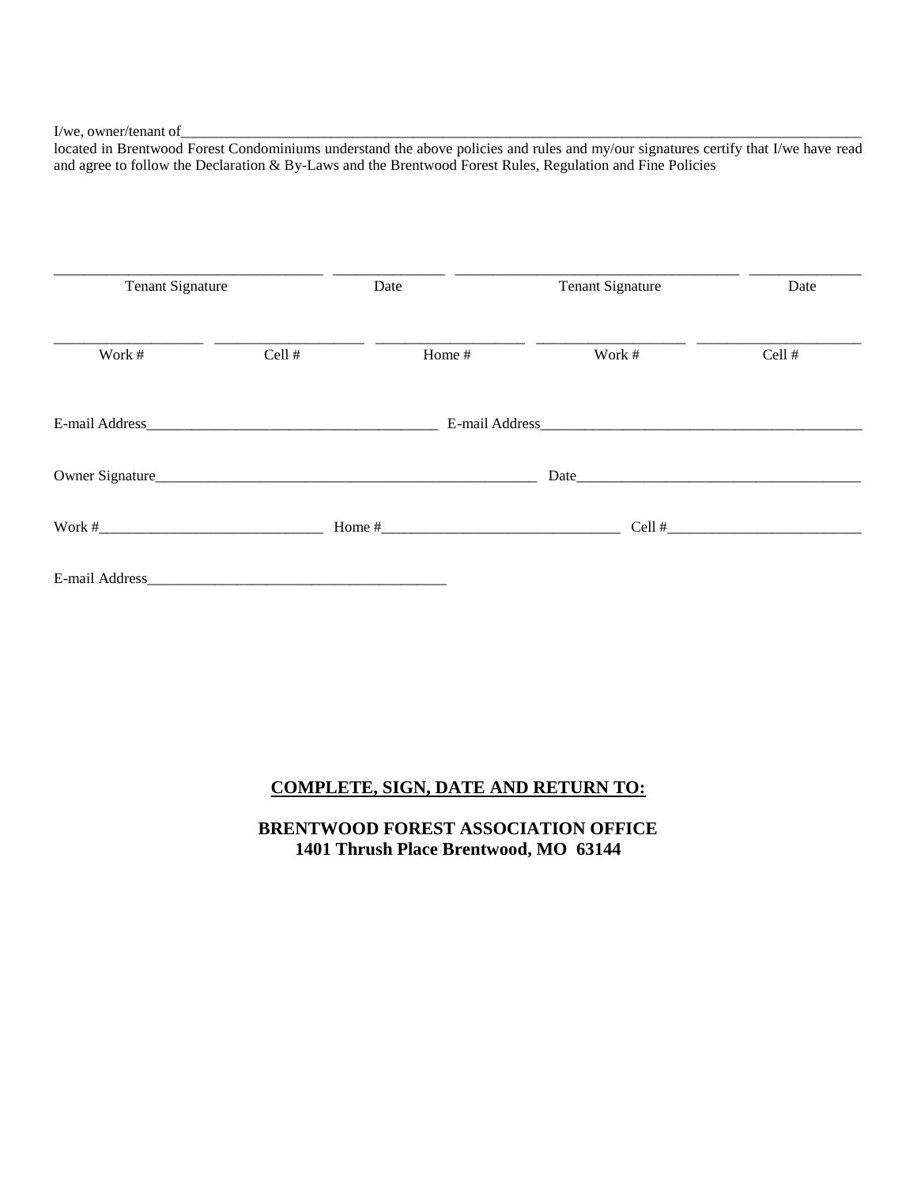I/we, owner/tenant of______________________________________________________________________________________
located in Brentwood Forest Condominiums understand the above policies and rules and my/our signatures certify that I/we have read and agree to follow the Declaration & By-Laws and the Brentwood Forest Rules, Regulation and Fine Policies

| ______________________ | ______________ | ______________________ | ______________ |
|---|---|---|---|
| Tenant Signature | Date | Tenant Signature | Date |

| ______________ | ______________ | ______________ | ______________ | ______________ |
|---|---|---|---|---|
| Work # | Cell # | Home # | Work # | Cell # |

E-mail Address_______________________________________ E-mail Address_____________________________________________

Owner Signature____________________________________________________ Date_______________________________________

Work #______________________________ Home #________________________________ Cell #__________________________

E-mail Address_______________________________________

**<u>COMPLETE, SIGN, DATE AND RETURN TO:</u>**

**BRENTWOOD FOREST ASSOCIATION OFFICE**
**1401 Thrush Place Brentwood, MO 63144**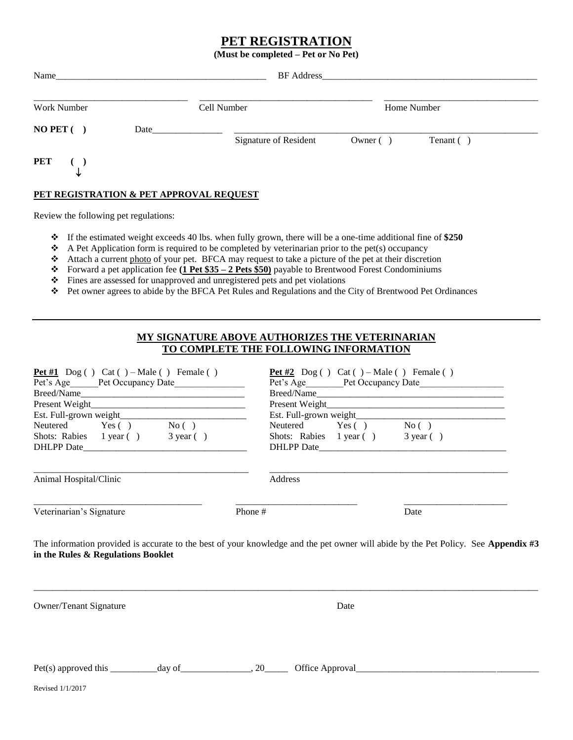# PET REGISTRATION

**(Must be completed – Pet or No Pet)**

Name_____________________________________________ BF Address_____________________________________________

_______________________________ _____________________________________ _______________________________

Work Number Cell Number Home Number

**NO PET ( )** Date_______________ _____________________________________________________________

Signature of Resident Owner ( ) Tenant ( )

**PET ( )**

↓

**PET REGISTRATION & PET APPROVAL REQUEST**

Review the following pet regulations:

- If the estimated weight exceeds 40 lbs. when fully grown, there will be a one-time additional fine of **$250**
- A Pet Application form is required to be completed by veterinarian prior to the pet(s) occupancy
- Attach a current photo of your pet. BFCA may request to take a picture of the pet at their discretion
- Forward a pet application fee **(1 Pet $35 – 2 Pets $50)** payable to Brentwood Forest Condominiums
- Fines are assessed for unapproved and unregistered pets and pet violations
- Pet owner agrees to abide by the BFCA Pet Rules and Regulations and the City of Brentwood Pet Ordinances

---

**MY SIGNATURE ABOVE AUTHORIZES THE VETERINARIAN TO COMPLETE THE FOLLOWING INFORMATION**

**Pet #1** Dog ( ) Cat ( ) – Male ( ) Female ( )
Pet's Age______Pet Occupancy Date_______________
Breed/Name___________________________________
Present Weight________________________________
Est. Full-grown weight___________________________
Neutered Yes ( ) No ( )
Shots: Rabies 1 year ( ) 3 year ( )
DHLPP Date___________________________________

**Pet #2** Dog ( ) Cat ( ) – Male ( ) Female ( )
Pet's Age________Pet Occupancy Date__________________
Breed/Name__________________________________________
Present Weight_______________________________________
Est. Full-grown weight_________________________________
Neutered Yes ( ) No ( )
Shots: Rabies 1 year ( ) 3 year ( )
DHLPP Date__________________________________________

_____________________________________________ _____________________________________________

Animal Hospital/Clinic Address

___________________________________ __________________________ ______________________

Veterinarian's Signature Phone # Date

The information provided is accurate to the best of your knowledge and the pet owner will abide by the Pet Policy. See **Appendix #3 in the Rules & Regulations Booklet**

_____________________________________________________________________________________________________

Owner/Tenant Signature Date

Pet(s) approved this __________day of_______________, 20_____ Office Approval________________________________________

Revised 1/1/2017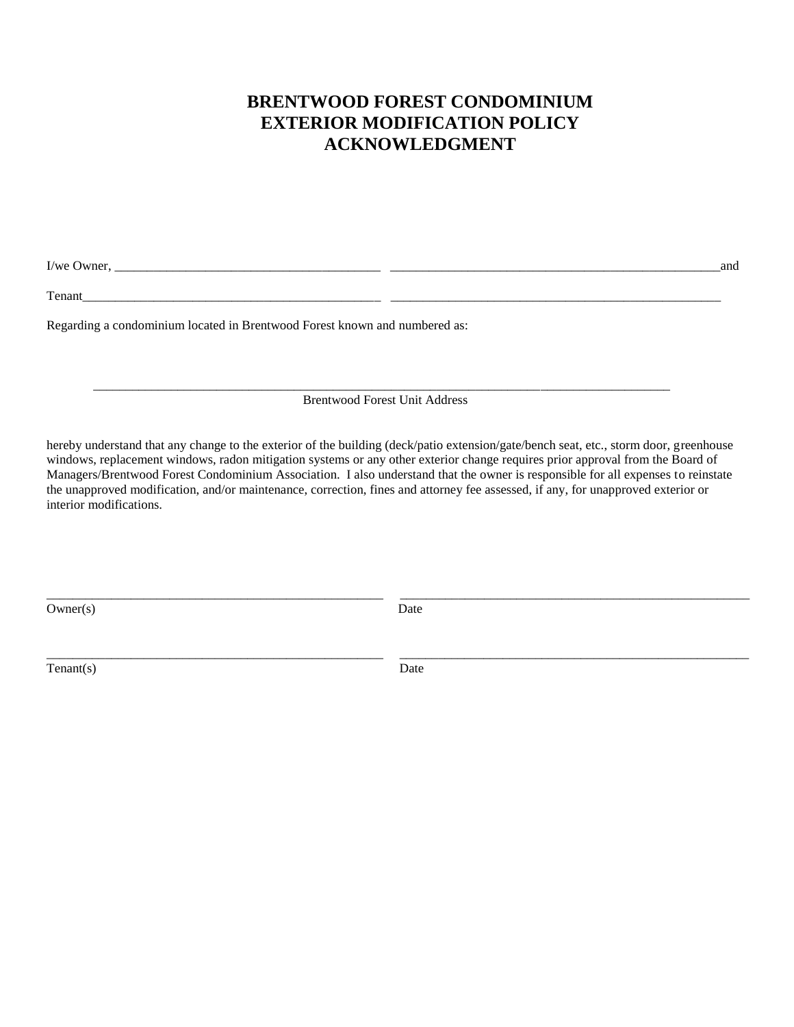# BRENTWOOD FOREST CONDOMINIUM EXTERIOR MODIFICATION POLICY ACKNOWLEDGMENT

I/we Owner, ________________________________________ ____________________________________________________and

Tenant_______________________________________________ ____________________________________________________

Regarding a condominium located in Brentwood Forest known and numbered as:

_____________________________________________________________________________________________

Brentwood Forest Unit Address

hereby understand that any change to the exterior of the building (deck/patio extension/gate/bench seat, etc., storm door, greenhouse windows, replacement windows, radon mitigation systems or any other exterior change requires prior approval from the Board of Managers/Brentwood Forest Condominium Association. I also understand that the owner is responsible for all expenses to reinstate the unapproved modification, and/or maintenance, correction, fines and attorney fee assessed, if any, for unapproved exterior or interior modifications.

_____________________________________________________ _______________________________________________________

Owner(s) Date

_____________________________________________________ _______________________________________________________

Tenant(s) Date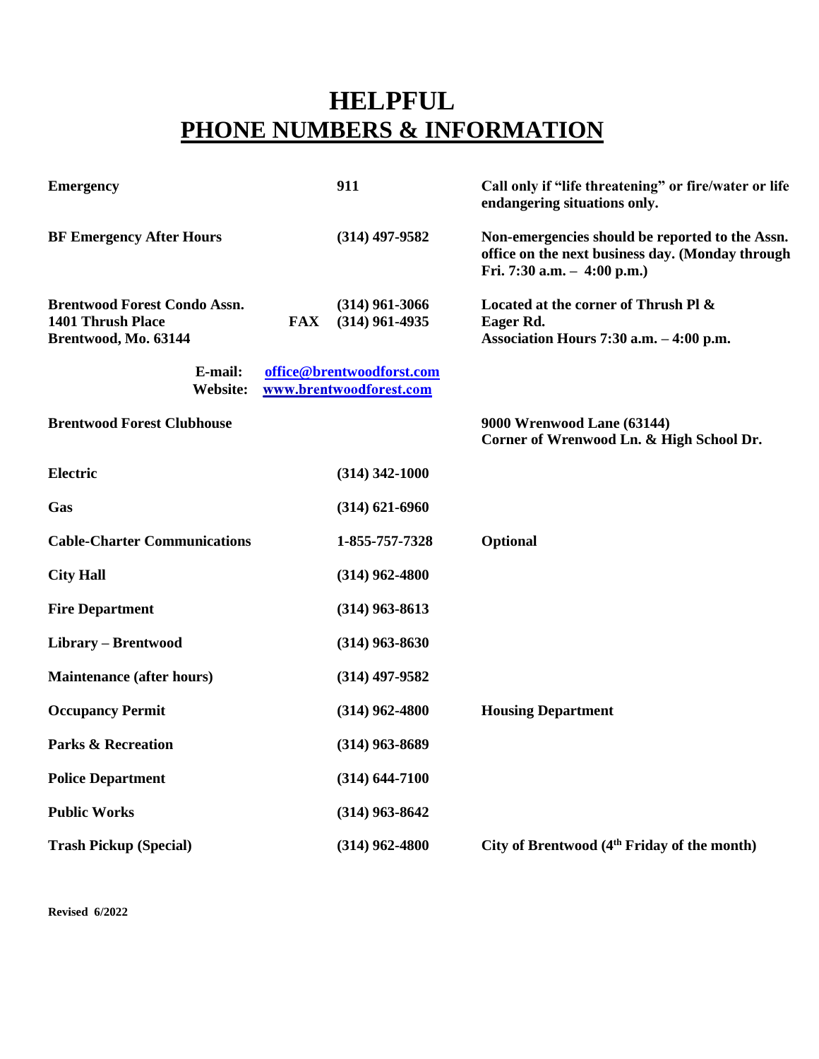# HELPFUL
# PHONE NUMBERS & INFORMATION

| | | |
|---|---|---|
| **Emergency** | **911** | **Call only if "life threatening" or fire/water or life endangering situations only.** |
| **BF Emergency After Hours** | **(314) 497-9582** | **Non-emergencies should be reported to the Assn. office on the next business day. (Monday through Fri. 7:30 a.m. – 4:00 p.m.)** |
| **Brentwood Forest Condo Assn.**<br>**1401 Thrush Place**<br>**Brentwood, Mo. 63144** | **(314) 961-3066**<br>**FAX (314) 961-4935** | **Located at the corner of Thrush Pl & Eager Rd.**<br>**Association Hours 7:30 a.m. – 4:00 p.m.** |
| **E-mail:** | **office@brentwoodforst.com** | |
| **Website:** | **www.brentwoodforest.com** | |
| **Brentwood Forest Clubhouse** | | **9000 Wrenwood Lane (63144)**<br>**Corner of Wrenwood Ln. & High School Dr.** |
| **Electric** | **(314) 342-1000** | |
| **Gas** | **(314) 621-6960** | |
| **Cable-Charter Communications** | **1-855-757-7328** | **Optional** |
| **City Hall** | **(314) 962-4800** | |
| **Fire Department** | **(314) 963-8613** | |
| **Library – Brentwood** | **(314) 963-8630** | |
| **Maintenance (after hours)** | **(314) 497-9582** | |
| **Occupancy Permit** | **(314) 962-4800** | **Housing Department** |
| **Parks & Recreation** | **(314) 963-8689** | |
| **Police Department** | **(314) 644-7100** | |
| **Public Works** | **(314) 963-8642** | |
| **Trash Pickup (Special)** | **(314) 962-4800** | **City of Brentwood (4th Friday of the month)** |

**Revised 6/2022**